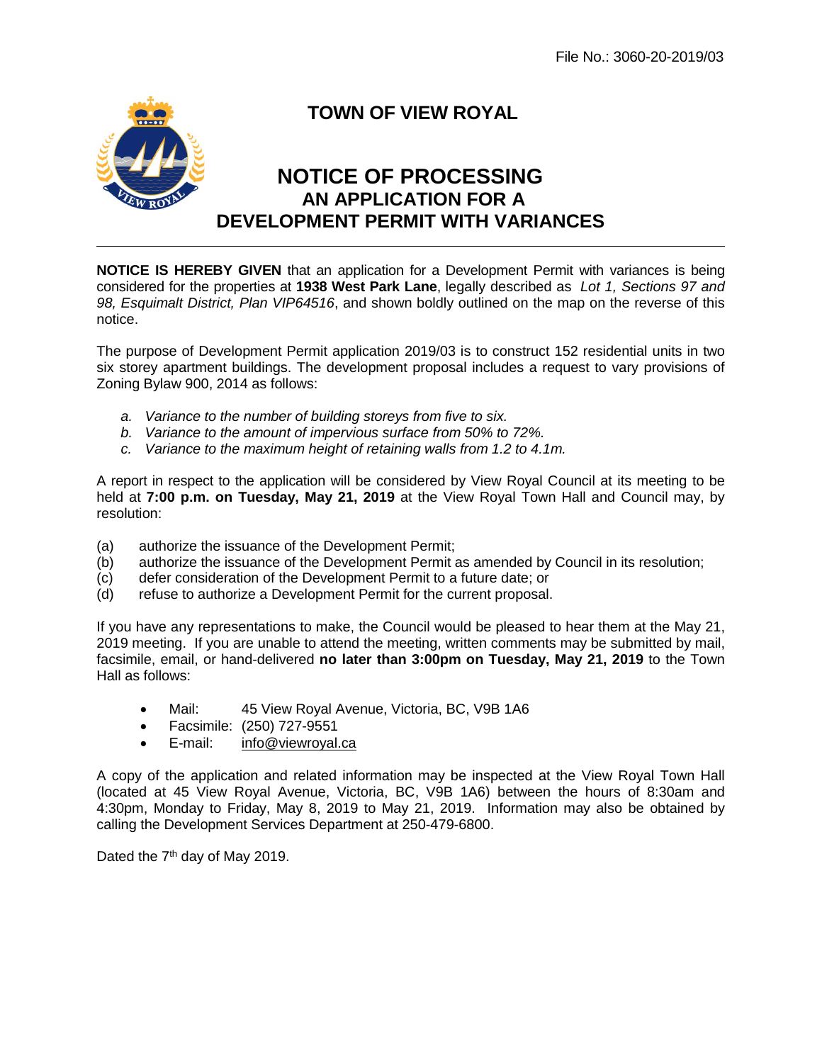File No.: 3060-20-2019/03

# TOWN OF VIEW ROYAL

## NOTICE OF PROCESSING
## AN APPLICATION FOR A DEVELOPMENT PERMIT WITH VARIANCES

---

**NOTICE IS HEREBY GIVEN** that an application for a Development Permit with variances is being considered for the properties at **1938 West Park Lane**, legally described as *Lot 1, Sections 97 and 98, Esquimalt District, Plan VIP64516*, and shown boldly outlined on the map on the reverse of this notice.

The purpose of Development Permit application 2019/03 is to construct 152 residential units in two six storey apartment buildings. The development proposal includes a request to vary provisions of Zoning Bylaw 900, 2014 as follows:

- a. *Variance to the number of building storeys from five to six.*
- b. *Variance to the amount of impervious surface from 50% to 72%.*
- c. *Variance to the maximum height of retaining walls from 1.2 to 4.1m.*

A report in respect to the application will be considered by View Royal Council at its meeting to be held at **7:00 p.m. on Tuesday, May 21, 2019** at the View Royal Town Hall and Council may, by resolution:

- (a) authorize the issuance of the Development Permit;
- (b) authorize the issuance of the Development Permit as amended by Council in its resolution;
- (c) defer consideration of the Development Permit to a future date; or
- (d) refuse to authorize a Development Permit for the current proposal.

If you have any representations to make, the Council would be pleased to hear them at the May 21, 2019 meeting. If you are unable to attend the meeting, written comments may be submitted by mail, facsimile, email, or hand-delivered **no later than 3:00pm on Tuesday, May 21, 2019** to the Town Hall as follows:

- Mail: 45 View Royal Avenue, Victoria, BC, V9B 1A6
- Facsimile: (250) 727-9551
- E-mail: info@viewroyal.ca

A copy of the application and related information may be inspected at the View Royal Town Hall (located at 45 View Royal Avenue, Victoria, BC, V9B 1A6) between the hours of 8:30am and 4:30pm, Monday to Friday, May 8, 2019 to May 21, 2019. Information may also be obtained by calling the Development Services Department at 250-479-6800.

Dated the 7th day of May 2019.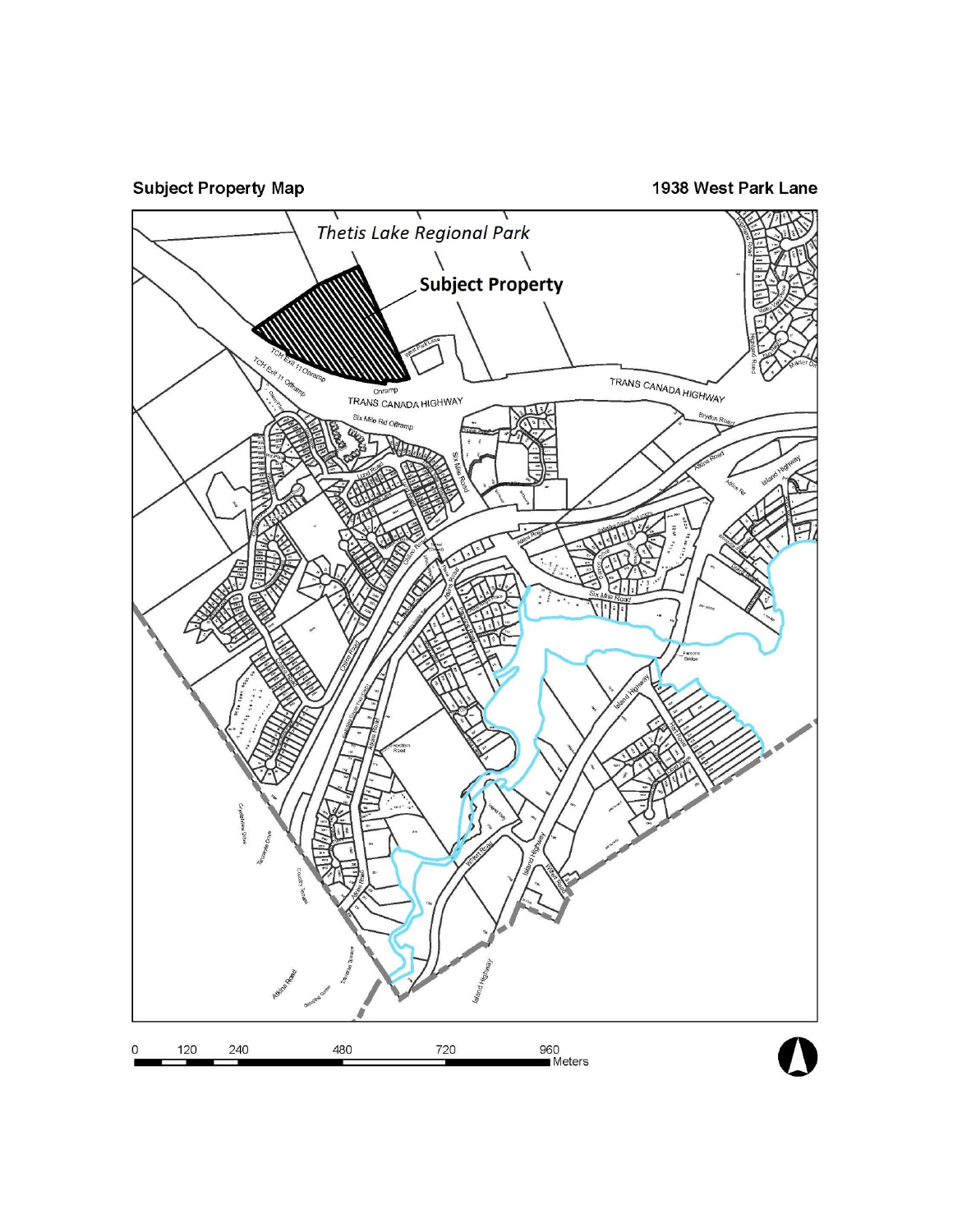**Subject Property Map** **1938 West Park Lane**

*Thetis Lake Regional Park*

**Subject Property**

TCH Exit 11 Onramp

TCH Exit 11 Offramp

West Park Lane

Onramp

TRANS CANADA HIGHWAY

TRANS CANADA HIGHWAY

Six Mile Rd Offramp

Six Mile Road

Six Mile Road

Island Highway

Island Highway

Island Highway

Atkins Road

Atkins Road

Atkins Road

Atkins Road

Brydon Road

Colwood Bridge

Wilfert Road

Wilfert Road

Wilfert Road

Country Terrace

Treanor Avenue

Crystalview Drive

Treanor Terrace

Dunsmuir Road

Highland Road

Marler Dr

0 120 240 480 720 960
Meters